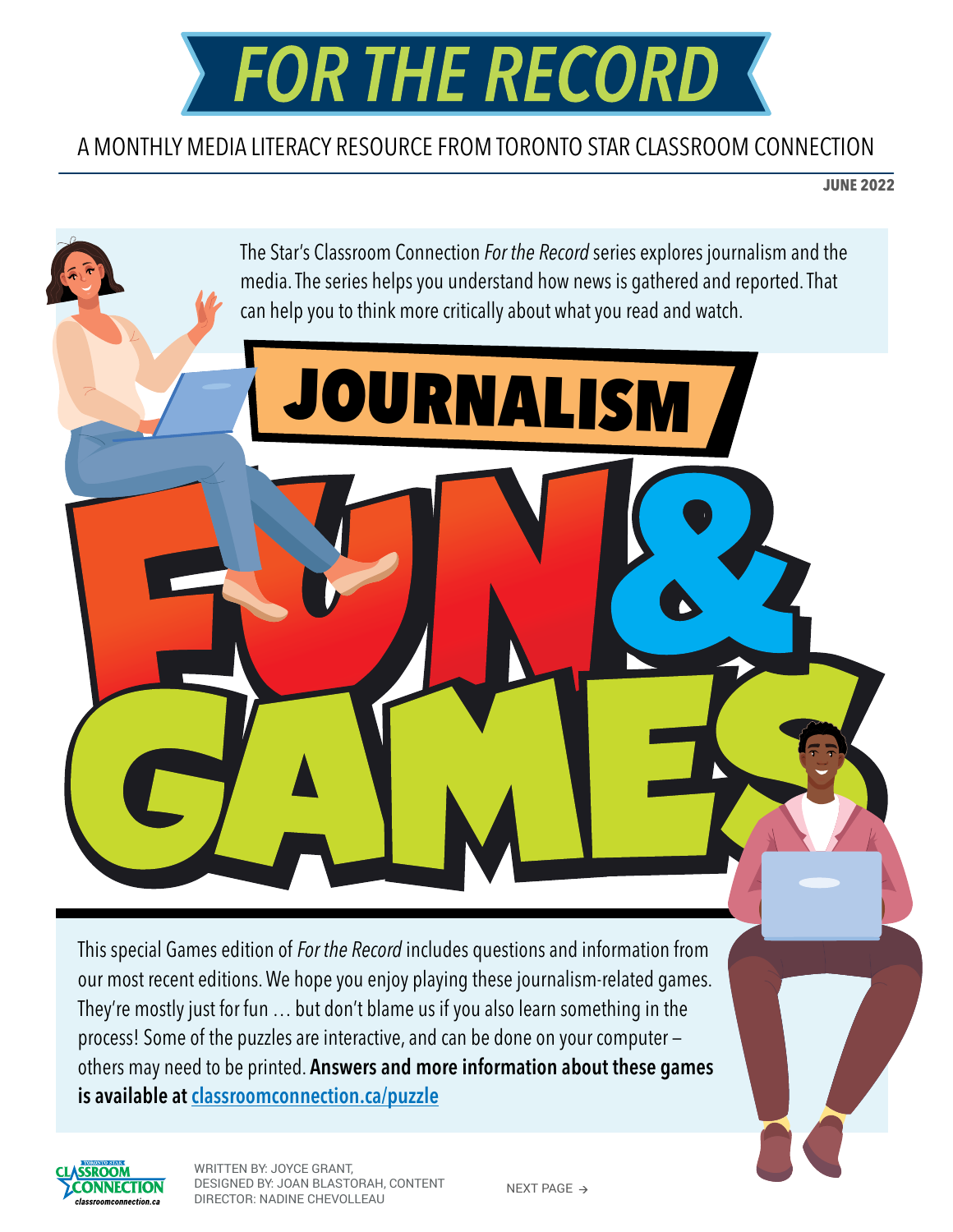# FOR THE RECORD

A MONTHLY MEDIA LITERACY RESOURCE FROM TORONTO STAR CLASSROOM CONNECTION

**JUNE 2022**

The Star's Classroom Connection *For the Record* series explores journalism and the media. The series helps you understand how news is gathered and reported. That can help you to think more critically about what you read and watch.

# JOURNALISM FUN & GAMES

This special Games edition of *For the Record* includes questions and information from our most recent editions. We hope you enjoy playing these journalism-related games. They're mostly just for fun … but don't blame us if you also learn something in the process! Some of the puzzles are interactive, and can be done on your computer – others may need to be printed. **Answers and more information about these games is available at [classroomconnection.ca/puzzle](classroomconnection.ca/puzzle)**

WRITTEN BY: JOYCE GRANT, DESIGNED BY: JOAN BLASTORAH, CONTENT DIRECTOR: NADINE CHEVOLLEAU

NEXT PAGE →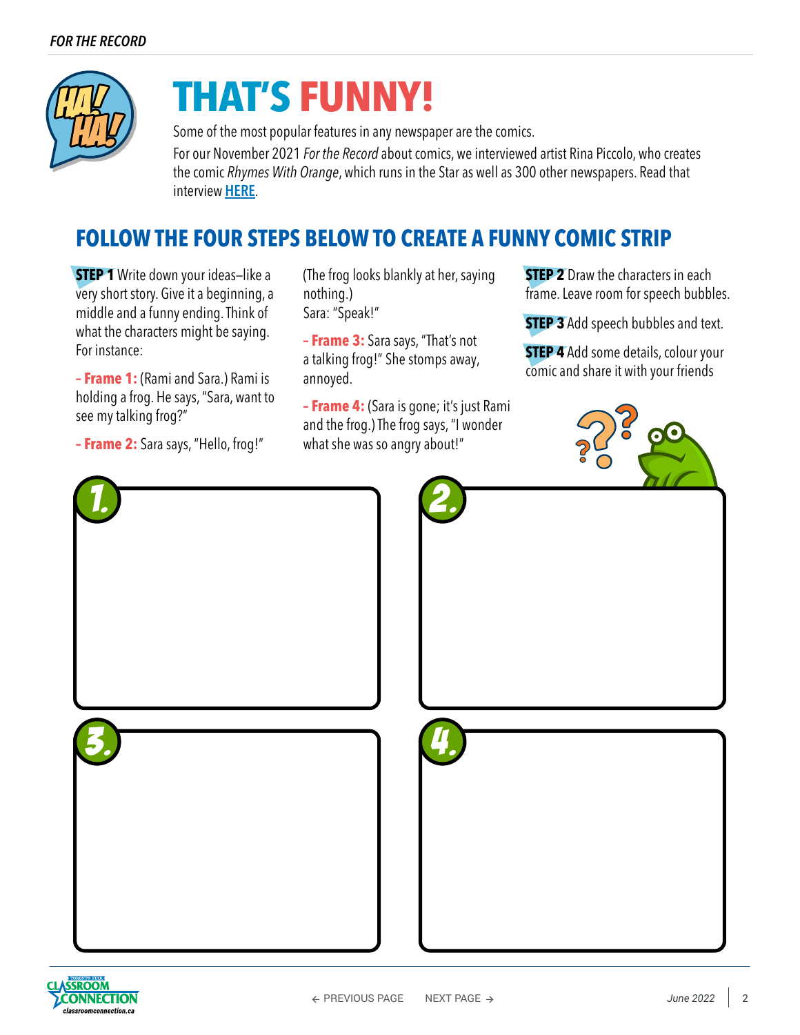# THAT'S FUNNY!

Some of the most popular features in any newspaper are the comics.

For our November 2021 *For the Record* about comics, we interviewed artist Rina Piccolo, who creates the comic *Rhymes With Orange*, which runs in the Star as well as 300 other newspapers. Read that interview **HERE**.

## FOLLOW THE FOUR STEPS BELOW TO CREATE A FUNNY COMIC STRIP

**STEP 1** Write down your ideas–like a very short story. Give it a beginning, a middle and a funny ending. Think of what the characters might be saying. For instance:

**– Frame 1:** (Rami and Sara.) Rami is holding a frog. He says, "Sara, want to see my talking frog?"

**– Frame 2:** Sara says, "Hello, frog!" (The frog looks blankly at her, saying nothing.) Sara: "Speak!"

**– Frame 3:** Sara says, "That's not a talking frog!" She stomps away, annoyed.

**– Frame 4:** (Sara is gone; it's just Rami and the frog.) The frog says, "I wonder what she was so angry about!"

**STEP 2** Draw the characters in each frame. Leave room for speech bubbles.

**STEP 3** Add speech bubbles and text.

**STEP 4** Add some details, colour your comic and share it with your friends

1.

2.

3.

4.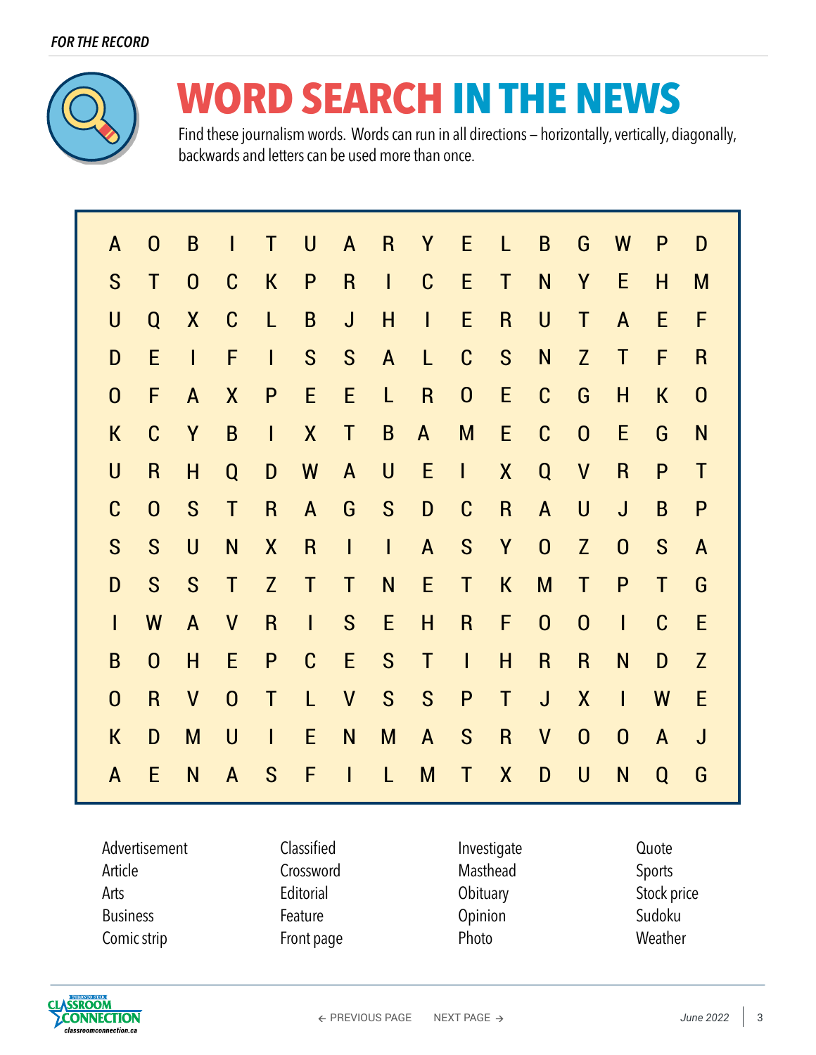*FOR THE RECORD*

# WORD SEARCH IN THE NEWS

Find these journalism words. Words can run in all directions – horizontally, vertically, diagonally, backwards and letters can be used more than once.

| | | | | | | | | | | | | | | | |
|---|---|---|---|---|---|---|---|---|---|---|---|---|---|---|---|
| A | O | B | I | T | U | A | R | Y | E | L | B | G | W | P | D |
| S | T | O | C | K | P | R | I | C | E | T | N | Y | E | H | M |
| U | Q | X | C | L | B | J | H | I | E | R | U | T | A | E | F |
| D | E | I | F | I | S | S | A | L | C | S | N | Z | T | F | R |
| O | F | A | X | P | E | E | L | R | O | E | C | G | H | K | O |
| K | C | Y | B | I | X | T | B | A | M | E | C | O | E | G | N |
| U | R | H | Q | D | W | A | U | E | I | X | Q | V | R | P | T |
| C | O | S | T | R | A | G | S | D | C | R | A | U | J | B | P |
| S | S | U | N | X | R | I | I | A | S | Y | O | Z | O | S | A |
| D | S | S | T | Z | T | T | N | E | T | K | M | T | P | T | G |
| I | W | A | V | R | I | S | E | H | R | F | O | O | I | C | E |
| B | O | H | E | P | C | E | S | T | I | H | R | R | N | D | Z |
| O | R | V | O | T | L | V | S | S | P | T | J | X | I | W | E |
| K | D | M | U | I | E | N | M | A | S | R | V | O | O | A | J |
| A | E | N | A | S | F | I | L | M | T | X | D | U | N | Q | G |

- Advertisement
- Article
- Arts
- Business
- Comic strip
- Classified
- Crossword
- Editorial
- Feature
- Front page
- Investigate
- Masthead
- Obituary
- Opinion
- Photo
- Quote
- Sports
- Stock price
- Sudoku
- Weather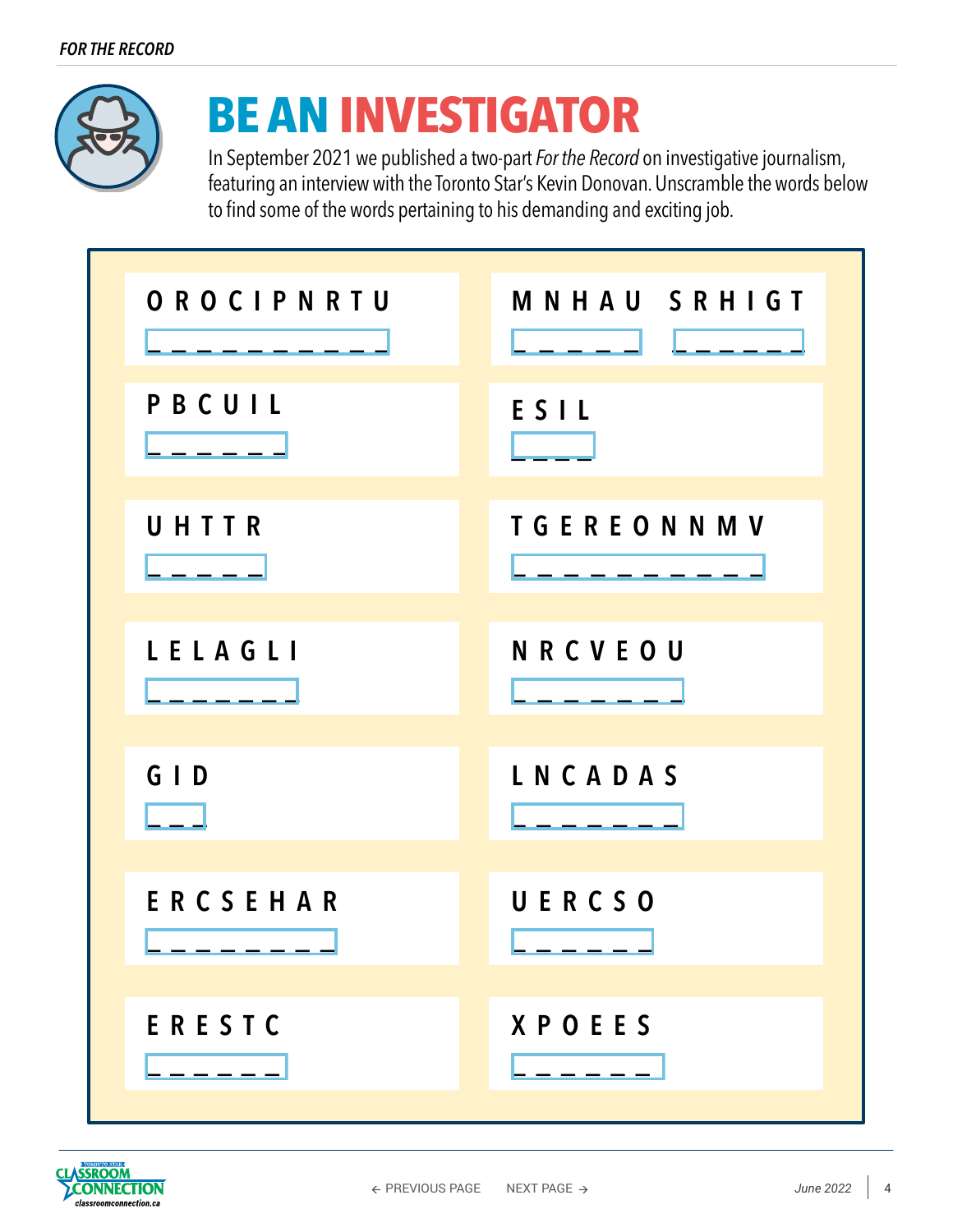# BE AN INVESTIGATOR

In September 2021 we published a two-part *For the Record* on investigative journalism, featuring an interview with the Toronto Star's Kevin Donovan. Unscramble the words below to find some of the words pertaining to his demanding and exciting job.

| | |
|---|---|
| O R O C I P N R T U<br>_ _ _ _ _ _ _ _ _ _ | M N H A U S R H I G T<br>_ _ _ _ _ _ _ _ _ _ _ |
| P B C U I L<br>_ _ _ _ _ _ | E S I L<br>_ _ _ _ |
| U H T T R<br>_ _ _ _ _ | T G E R E O N N M V<br>_ _ _ _ _ _ _ _ _ _ |
| L E L A G L I<br>_ _ _ _ _ _ _ | N R C V E O U<br>_ _ _ _ _ _ _ |
| G I D<br>_ _ _ | L N C A D A S<br>_ _ _ _ _ _ _ |
| E R C S E H A R<br>_ _ _ _ _ _ _ _ | U E R C S O<br>_ _ _ _ _ _ |
| E R E S T C<br>_ _ _ _ _ _ | X P O E E S<br>_ _ _ _ _ _ |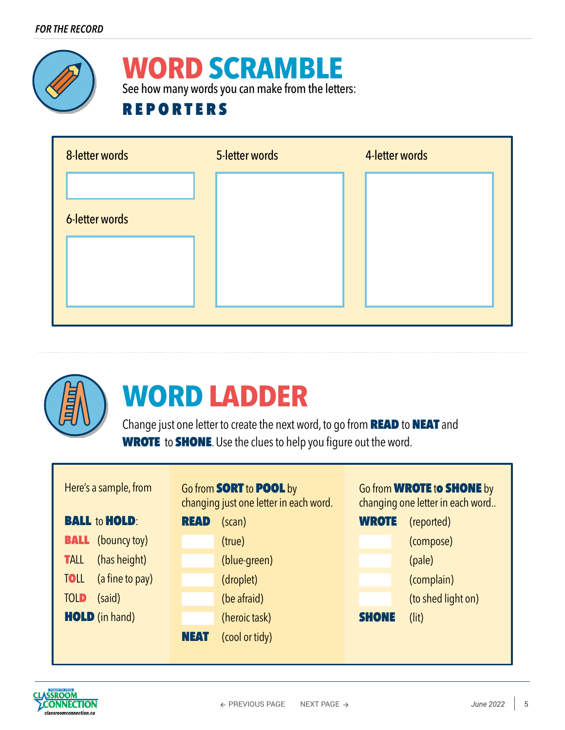FOR THE RECORD

# WORD SCRAMBLE

See how many words you can make from the letters:

**R E P O R T E R S**

| 8-letter words | 5-letter words | 4-letter words |
| --- | --- | --- |
| | | |
| 6-letter words | | |
| | | |

# WORD LADDER

Change just one letter to create the next word, to go from **READ** to **NEAT** and **WROTE** to **SHONE**. Use the clues to help you figure out the word.

| Here's a sample, from **BALL** to **HOLD**: | | Go from **SORT** to **POOL** by changing just one letter in each word. | | Go from **WROTE** to **SHONE** by changing one letter in each word.. | |
| --- | --- | --- | --- | --- | --- |
| **BALL** | (bouncy toy) | **READ** | (scan) | **WROTE** | (reported) |
| TALL | (has height) | | (true) | | (compose) |
| TOLL | (a fine to pay) | | (blue-green) | | (pale) |
| TOLD | (said) | | (droplet) | | (complain) |
| **HOLD** | (in hand) | | (be afraid) | | (to shed light on) |
| | | | (heroic task) | **SHONE** | (lit) |
| | | **NEAT** | (cool or tidy) | | |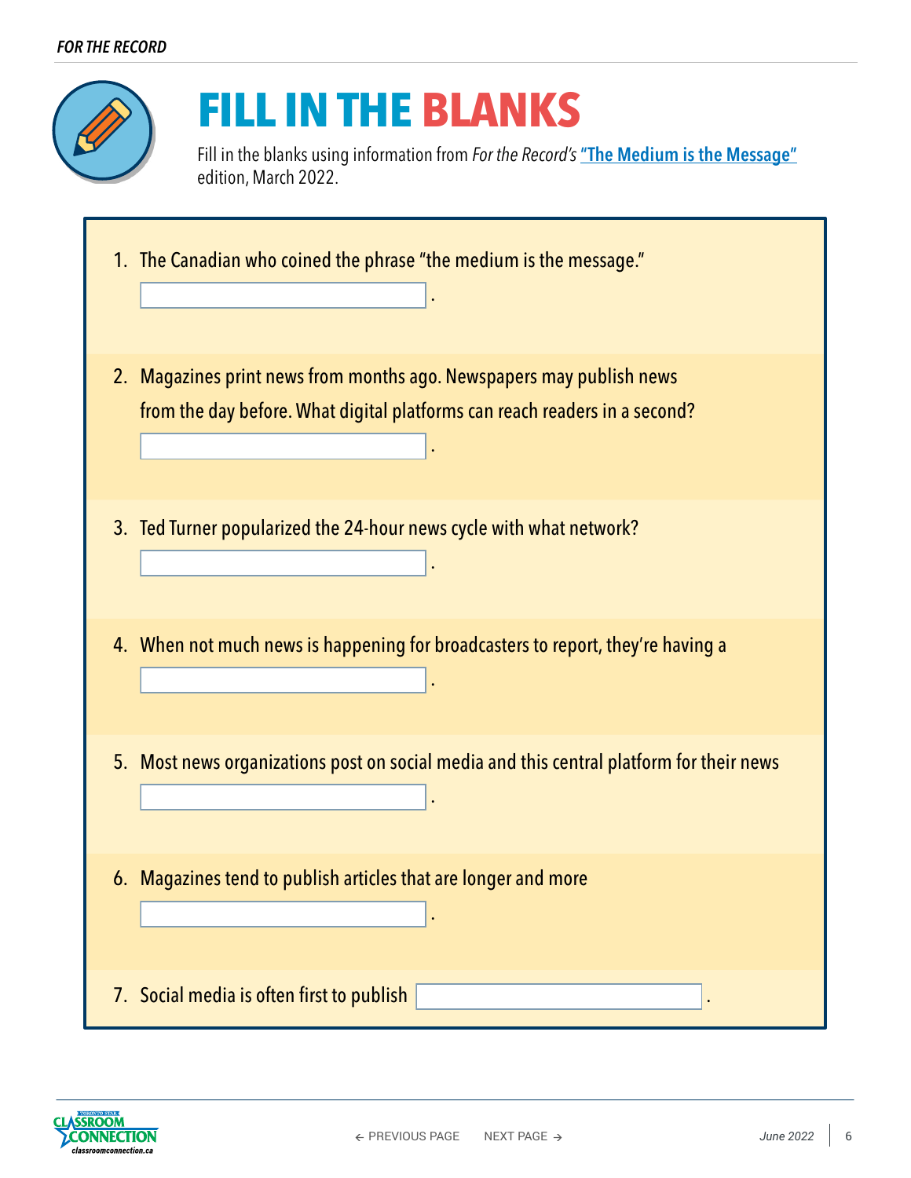# FILL IN THE BLANKS

Fill in the blanks using information from *For the Record's* **"The Medium is the Message"** edition, March 2022.

1. The Canadian who coined the phrase "the medium is the message."

   \_\_\_\_\_\_\_\_\_\_\_\_\_\_\_\_\_\_\_\_.

2. Magazines print news from months ago. Newspapers may publish news from the day before. What digital platforms can reach readers in a second?

   \_\_\_\_\_\_\_\_\_\_\_\_\_\_\_\_\_\_\_\_.

3. Ted Turner popularized the 24-hour news cycle with what network?

   \_\_\_\_\_\_\_\_\_\_\_\_\_\_\_\_\_\_\_\_.

4. When not much news is happening for broadcasters to report, they're having a

   \_\_\_\_\_\_\_\_\_\_\_\_\_\_\_\_\_\_\_\_.

5. Most news organizations post on social media and this central platform for their news

   \_\_\_\_\_\_\_\_\_\_\_\_\_\_\_\_\_\_\_\_.

6. Magazines tend to publish articles that are longer and more

   \_\_\_\_\_\_\_\_\_\_\_\_\_\_\_\_\_\_\_\_.

7. Social media is often first to publish \_\_\_\_\_\_\_\_\_\_\_\_\_\_\_\_\_\_\_\_.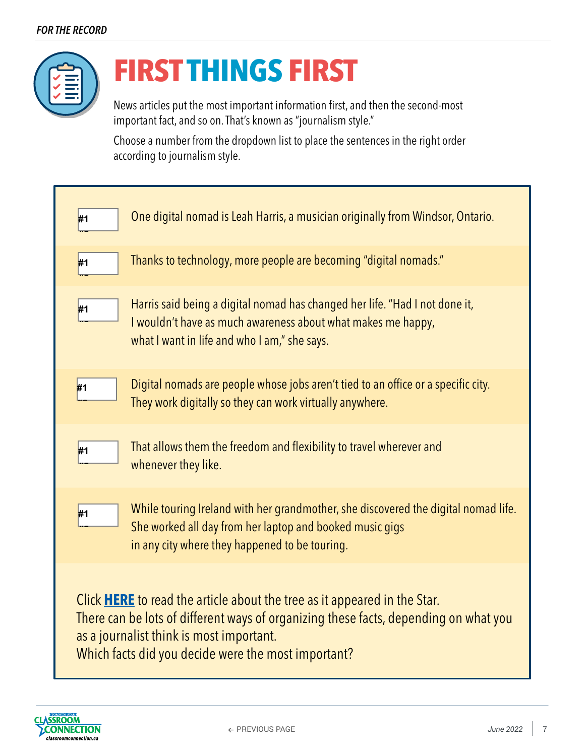*FOR THE RECORD*

# FIRST THINGS FIRST

News articles put the most important information first, and then the second-most important fact, and so on. That's known as "journalism style."

Choose a number from the dropdown list to place the sentences in the right order according to journalism style.

| | |
|---|---|
| #1 | One digital nomad is Leah Harris, a musician originally from Windsor, Ontario. |
| #1 | Thanks to technology, more people are becoming "digital nomads." |
| #1 | Harris said being a digital nomad has changed her life. "Had I not done it, I wouldn't have as much awareness about what makes me happy, what I want in life and who I am," she says. |
| #1 | Digital nomads are people whose jobs aren't tied to an office or a specific city. They work digitally so they can work virtually anywhere. |
| #1 | That allows them the freedom and flexibility to travel wherever and whenever they like. |
| #1 | While touring Ireland with her grandmother, she discovered the digital nomad life. She worked all day from her laptop and booked music gigs in any city where they happened to be touring. |

Click **HERE** to read the article about the tree as it appeared in the Star.
There can be lots of different ways of organizing these facts, depending on what you as a journalist think is most important.
Which facts did you decide were the most important?